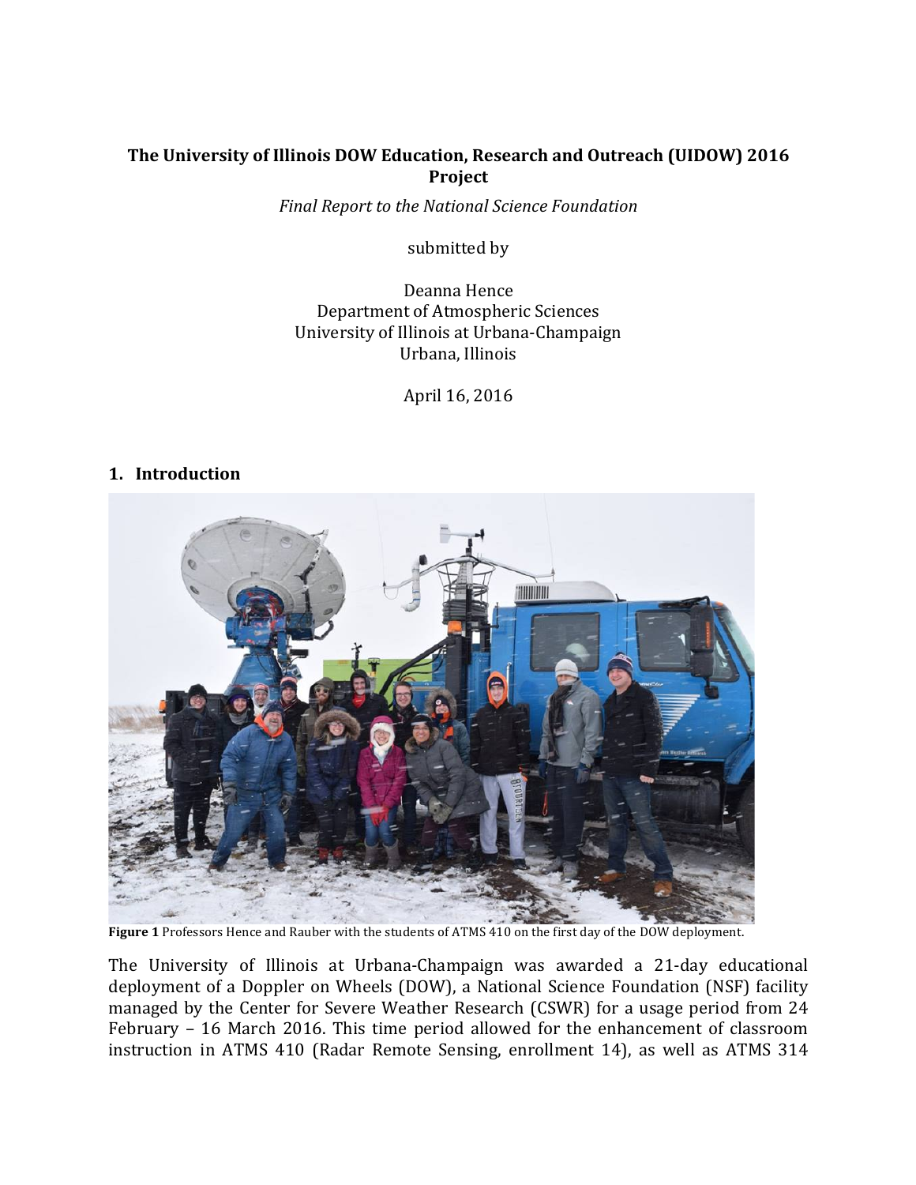**The University of Illinois DOW Education, Research and Outreach (UIDOW) 2016 Project**

*Final Report to the National Science Foundation*

submitted by

Deanna Hence
Department of Atmospheric Sciences
University of Illinois at Urbana-Champaign
Urbana, Illinois

April 16, 2016

## 1. Introduction

**Figure 1** Professors Hence and Rauber with the students of ATMS 410 on the first day of the DOW deployment.

The University of Illinois at Urbana-Champaign was awarded a 21-day educational deployment of a Doppler on Wheels (DOW), a National Science Foundation (NSF) facility managed by the Center for Severe Weather Research (CSWR) for a usage period from 24 February – 16 March 2016. This time period allowed for the enhancement of classroom instruction in ATMS 410 (Radar Remote Sensing, enrollment 14), as well as ATMS 314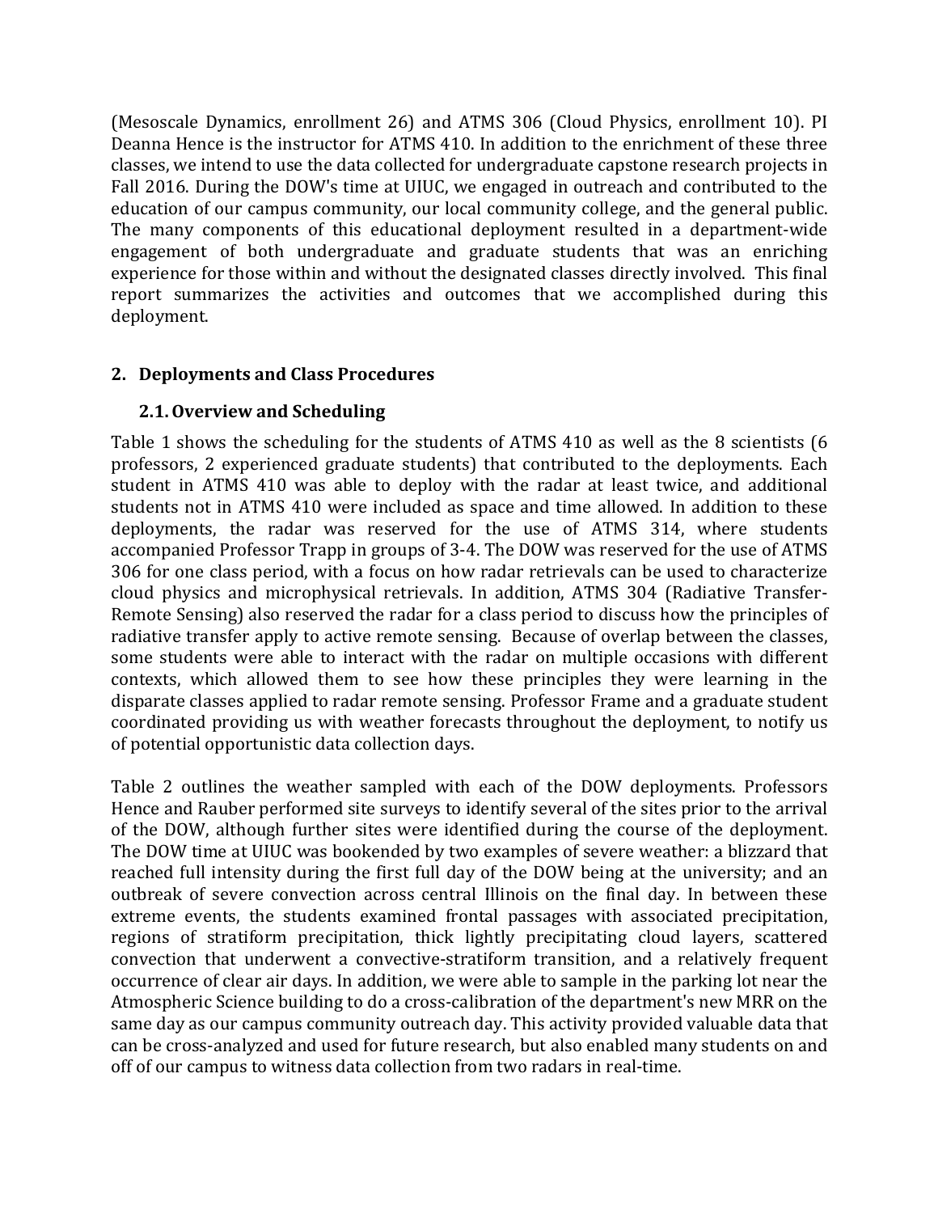(Mesoscale Dynamics, enrollment 26) and ATMS 306 (Cloud Physics, enrollment 10). PI Deanna Hence is the instructor for ATMS 410. In addition to the enrichment of these three classes, we intend to use the data collected for undergraduate capstone research projects in Fall 2016. During the DOW's time at UIUC, we engaged in outreach and contributed to the education of our campus community, our local community college, and the general public. The many components of this educational deployment resulted in a department-wide engagement of both undergraduate and graduate students that was an enriching experience for those within and without the designated classes directly involved. This final report summarizes the activities and outcomes that we accomplished during this deployment.

## 2. Deployments and Class Procedures

### 2.1. Overview and Scheduling

Table 1 shows the scheduling for the students of ATMS 410 as well as the 8 scientists (6 professors, 2 experienced graduate students) that contributed to the deployments. Each student in ATMS 410 was able to deploy with the radar at least twice, and additional students not in ATMS 410 were included as space and time allowed. In addition to these deployments, the radar was reserved for the use of ATMS 314, where students accompanied Professor Trapp in groups of 3-4. The DOW was reserved for the use of ATMS 306 for one class period, with a focus on how radar retrievals can be used to characterize cloud physics and microphysical retrievals. In addition, ATMS 304 (Radiative Transfer-Remote Sensing) also reserved the radar for a class period to discuss how the principles of radiative transfer apply to active remote sensing. Because of overlap between the classes, some students were able to interact with the radar on multiple occasions with different contexts, which allowed them to see how these principles they were learning in the disparate classes applied to radar remote sensing. Professor Frame and a graduate student coordinated providing us with weather forecasts throughout the deployment, to notify us of potential opportunistic data collection days.

Table 2 outlines the weather sampled with each of the DOW deployments. Professors Hence and Rauber performed site surveys to identify several of the sites prior to the arrival of the DOW, although further sites were identified during the course of the deployment. The DOW time at UIUC was bookended by two examples of severe weather: a blizzard that reached full intensity during the first full day of the DOW being at the university; and an outbreak of severe convection across central Illinois on the final day. In between these extreme events, the students examined frontal passages with associated precipitation, regions of stratiform precipitation, thick lightly precipitating cloud layers, scattered convection that underwent a convective-stratiform transition, and a relatively frequent occurrence of clear air days. In addition, we were able to sample in the parking lot near the Atmospheric Science building to do a cross-calibration of the department's new MRR on the same day as our campus community outreach day. This activity provided valuable data that can be cross-analyzed and used for future research, but also enabled many students on and off of our campus to witness data collection from two radars in real-time.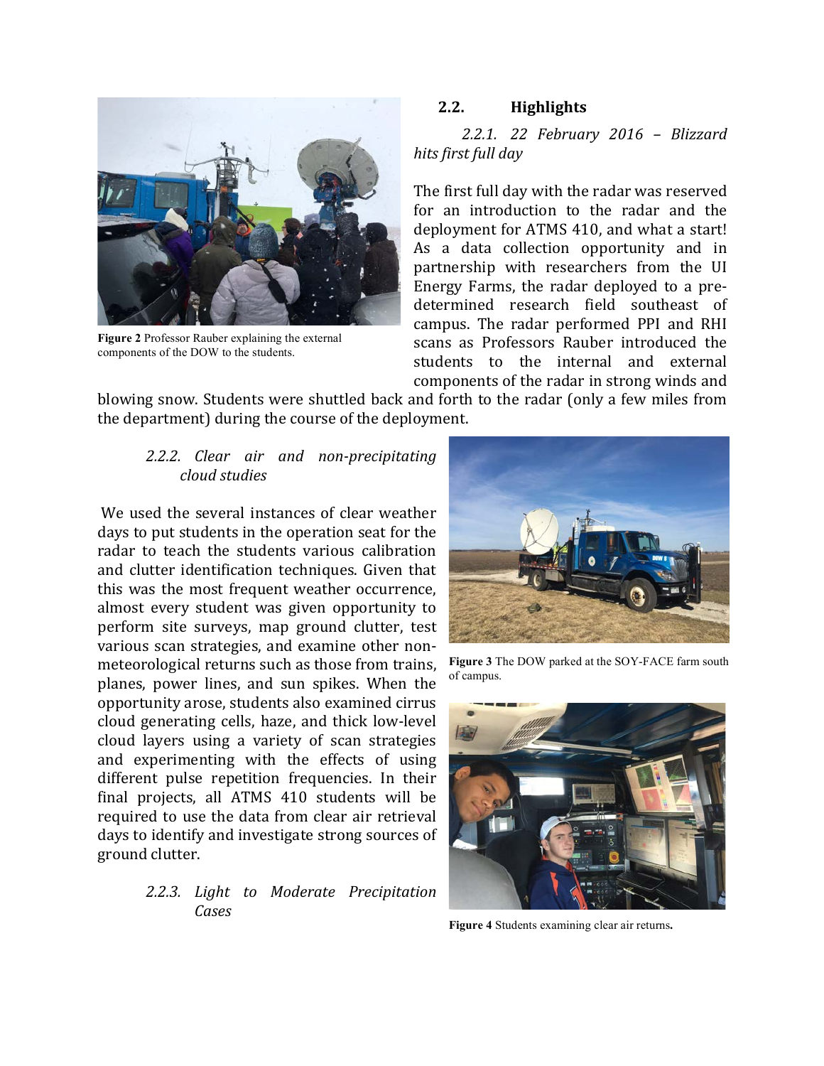Figure 2 Professor Rauber explaining the external components of the DOW to the students.

## 2.2. Highlights

### *2.2.1. 22 February 2016 – Blizzard hits first full day*

The first full day with the radar was reserved for an introduction to the radar and the deployment for ATMS 410, and what a start! As a data collection opportunity and in partnership with researchers from the UI Energy Farms, the radar deployed to a pre-determined research field southeast of campus. The radar performed PPI and RHI scans as Professors Rauber introduced the students to the internal and external components of the radar in strong winds and blowing snow. Students were shuttled back and forth to the radar (only a few miles from the department) during the course of the deployment.

### *2.2.2. Clear air and non-precipitating cloud studies*

We used the several instances of clear weather days to put students in the operation seat for the radar to teach the students various calibration and clutter identification techniques. Given that this was the most frequent weather occurrence, almost every student was given opportunity to perform site surveys, map ground clutter, test various scan strategies, and examine other non-meteorological returns such as those from trains, planes, power lines, and sun spikes. When the opportunity arose, students also examined cirrus cloud generating cells, haze, and thick low-level cloud layers using a variety of scan strategies and experimenting with the effects of using different pulse repetition frequencies. In their final projects, all ATMS 410 students will be required to use the data from clear air retrieval days to identify and investigate strong sources of ground clutter.

Figure 3 The DOW parked at the SOY-FACE farm south of campus.

Figure 4 Students examining clear air returns.

### *2.2.3. Light to Moderate Precipitation Cases*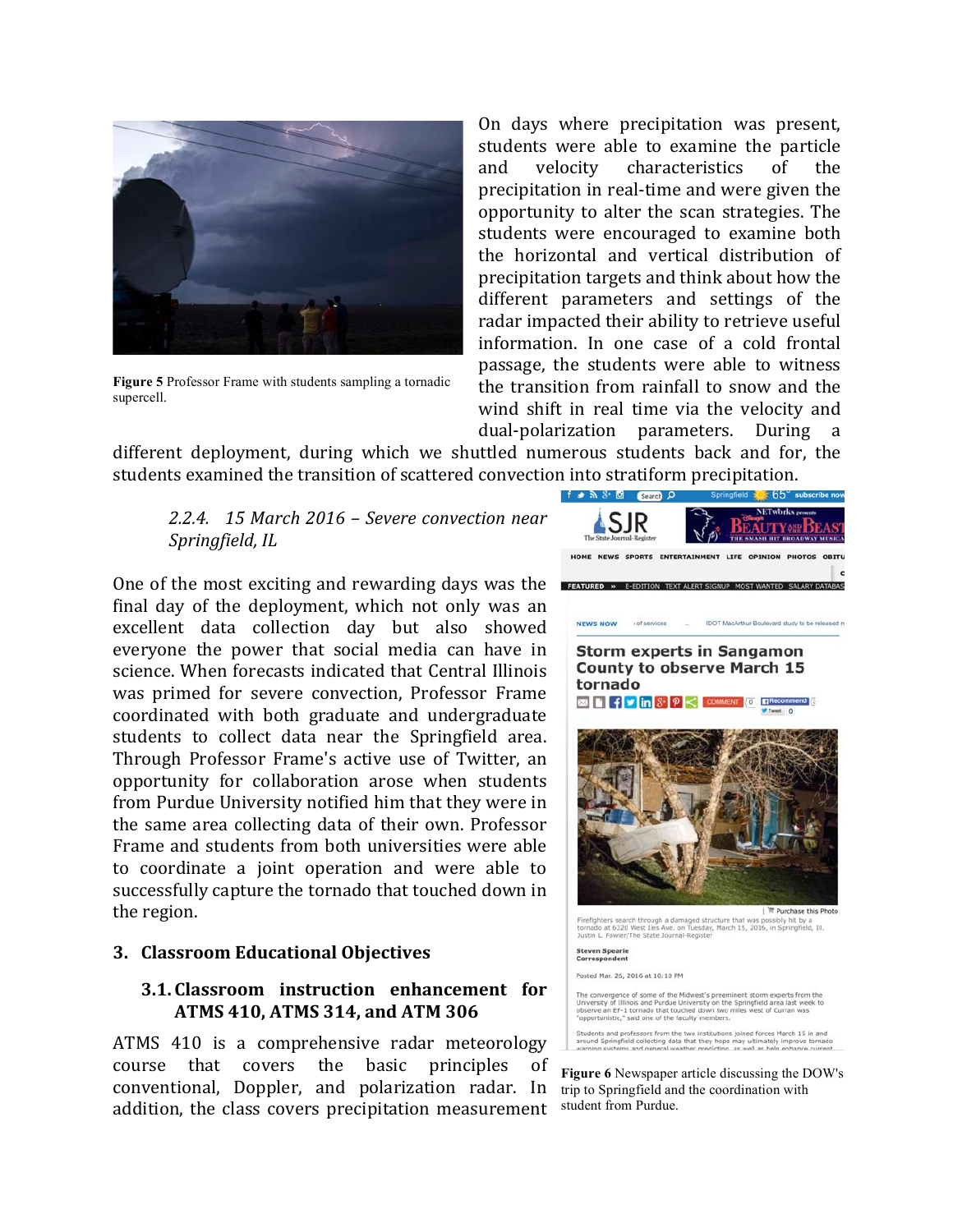Figure 5 Professor Frame with students sampling a tornadic supercell.

On days where precipitation was present, students were able to examine the particle and velocity characteristics of the precipitation in real-time and were given the opportunity to alter the scan strategies. The students were encouraged to examine both the horizontal and vertical distribution of precipitation targets and think about how the different parameters and settings of the radar impacted their ability to retrieve useful information. In one case of a cold frontal passage, the students were able to witness the transition from rainfall to snow and the wind shift in real time via the velocity and dual-polarization parameters. During a different deployment, during which we shuttled numerous students back and for, the students examined the transition of scattered convection into stratiform precipitation.

#### *2.2.4. 15 March 2016 – Severe convection near Springfield, IL*

One of the most exciting and rewarding days was the final day of the deployment, which not only was an excellent data collection day but also showed everyone the power that social media can have in science. When forecasts indicated that Central Illinois was primed for severe convection, Professor Frame coordinated with both graduate and undergraduate students to collect data near the Springfield area. Through Professor Frame's active use of Twitter, an opportunity for collaboration arose when students from Purdue University notified him that they were in the same area collecting data of their own. Professor Frame and students from both universities were able to coordinate a joint operation and were able to successfully capture the tornado that touched down in the region.

Figure 6 Newspaper article discussing the DOW's trip to Springfield and the coordination with student from Purdue.

## 3. Classroom Educational Objectives

### 3.1. Classroom instruction enhancement for ATMS 410, ATMS 314, and ATM 306

ATMS 410 is a comprehensive radar meteorology course that covers the basic principles of conventional, Doppler, and polarization radar. In addition, the class covers precipitation measurement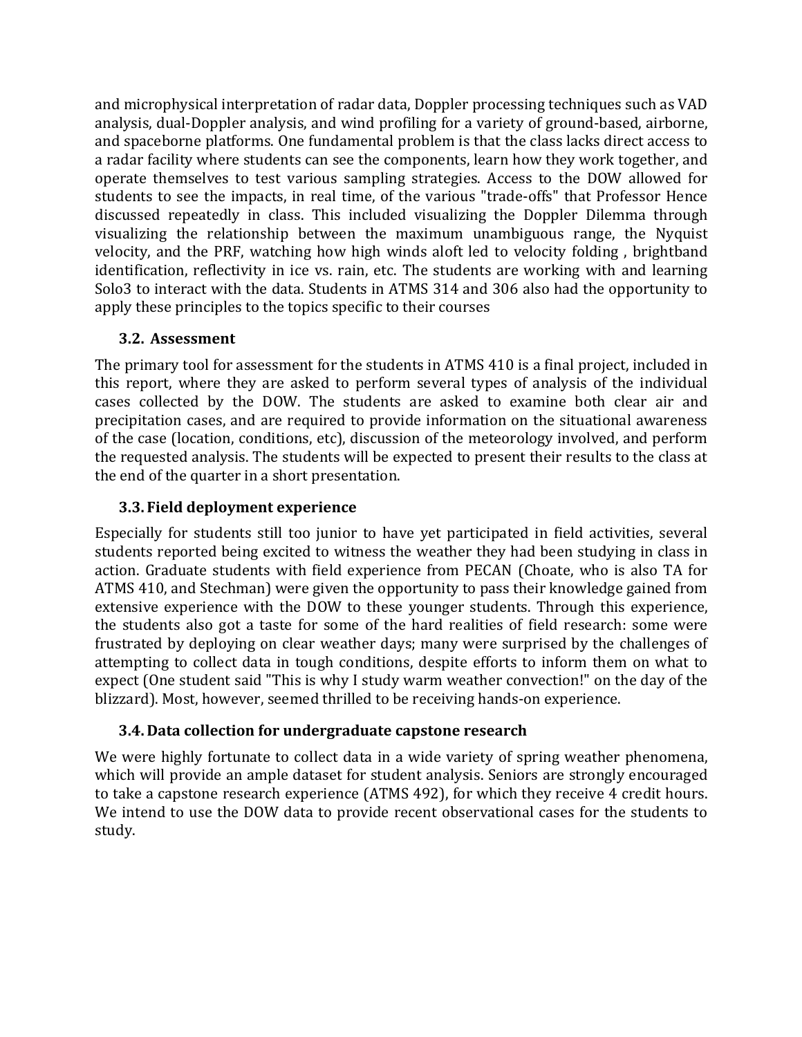and microphysical interpretation of radar data, Doppler processing techniques such as VAD analysis, dual-Doppler analysis, and wind profiling for a variety of ground-based, airborne, and spaceborne platforms. One fundamental problem is that the class lacks direct access to a radar facility where students can see the components, learn how they work together, and operate themselves to test various sampling strategies. Access to the DOW allowed for students to see the impacts, in real time, of the various "trade-offs" that Professor Hence discussed repeatedly in class. This included visualizing the Doppler Dilemma through visualizing the relationship between the maximum unambiguous range, the Nyquist velocity, and the PRF, watching how high winds aloft led to velocity folding , brightband identification, reflectivity in ice vs. rain, etc. The students are working with and learning Solo3 to interact with the data. Students in ATMS 314 and 306 also had the opportunity to apply these principles to the topics specific to their courses

### 3.2. Assessment

The primary tool for assessment for the students in ATMS 410 is a final project, included in this report, where they are asked to perform several types of analysis of the individual cases collected by the DOW. The students are asked to examine both clear air and precipitation cases, and are required to provide information on the situational awareness of the case (location, conditions, etc), discussion of the meteorology involved, and perform the requested analysis. The students will be expected to present their results to the class at the end of the quarter in a short presentation.

### 3.3. Field deployment experience

Especially for students still too junior to have yet participated in field activities, several students reported being excited to witness the weather they had been studying in class in action. Graduate students with field experience from PECAN (Choate, who is also TA for ATMS 410, and Stechman) were given the opportunity to pass their knowledge gained from extensive experience with the DOW to these younger students. Through this experience, the students also got a taste for some of the hard realities of field research: some were frustrated by deploying on clear weather days; many were surprised by the challenges of attempting to collect data in tough conditions, despite efforts to inform them on what to expect (One student said "This is why I study warm weather convection!" on the day of the blizzard). Most, however, seemed thrilled to be receiving hands-on experience.

### 3.4. Data collection for undergraduate capstone research

We were highly fortunate to collect data in a wide variety of spring weather phenomena, which will provide an ample dataset for student analysis. Seniors are strongly encouraged to take a capstone research experience (ATMS 492), for which they receive 4 credit hours. We intend to use the DOW data to provide recent observational cases for the students to study.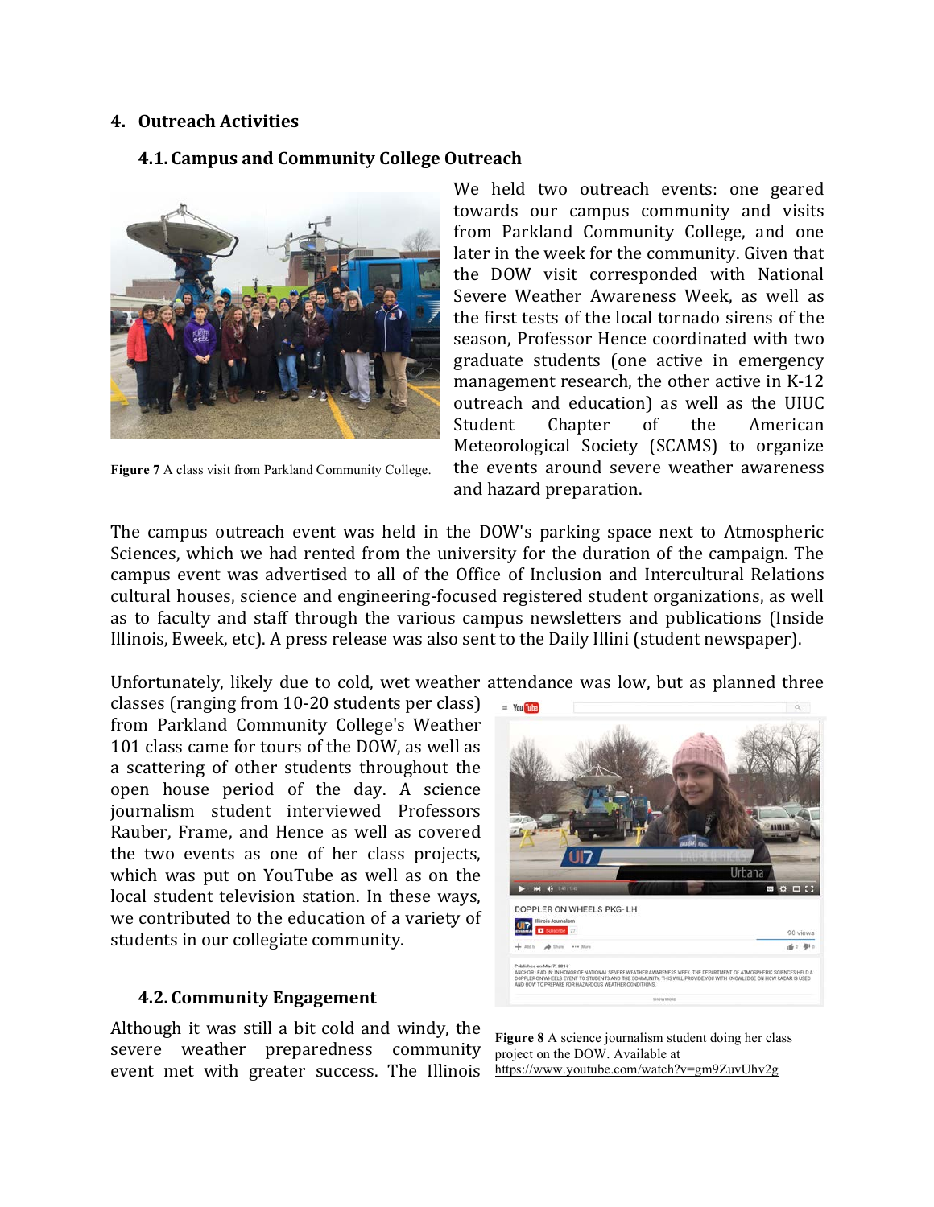## 4. Outreach Activities

### 4.1. Campus and Community College Outreach

We held two outreach events: one geared towards our campus community and visits from Parkland Community College, and one later in the week for the community. Given that the DOW visit corresponded with National Severe Weather Awareness Week, as well as the first tests of the local tornado sirens of the season, Professor Hence coordinated with two graduate students (one active in emergency management research, the other active in K-12 outreach and education) as well as the UIUC Student Chapter of the American Meteorological Society (SCAMS) to organize the events around severe weather awareness and hazard preparation.

**Figure 7** A class visit from Parkland Community College.

The campus outreach event was held in the DOW's parking space next to Atmospheric Sciences, which we had rented from the university for the duration of the campaign. The campus event was advertised to all of the Office of Inclusion and Intercultural Relations cultural houses, science and engineering-focused registered student organizations, as well as to faculty and staff through the various campus newsletters and publications (Inside Illinois, Eweek, etc). A press release was also sent to the Daily Illini (student newspaper).

Unfortunately, likely due to cold, wet weather attendance was low, but as planned three classes (ranging from 10-20 students per class) from Parkland Community College's Weather 101 class came for tours of the DOW, as well as a scattering of other students throughout the open house period of the day. A science journalism student interviewed Professors Rauber, Frame, and Hence as well as covered the two events as one of her class projects, which was put on YouTube as well as on the local student television station. In these ways, we contributed to the education of a variety of students in our collegiate community.

**Figure 8** A science journalism student doing her class project on the DOW. Available at https://www.youtube.com/watch?v=gm9ZuvUhv2g

### 4.2. Community Engagement

Although it was still a bit cold and windy, the severe weather preparedness community event met with greater success. The Illinois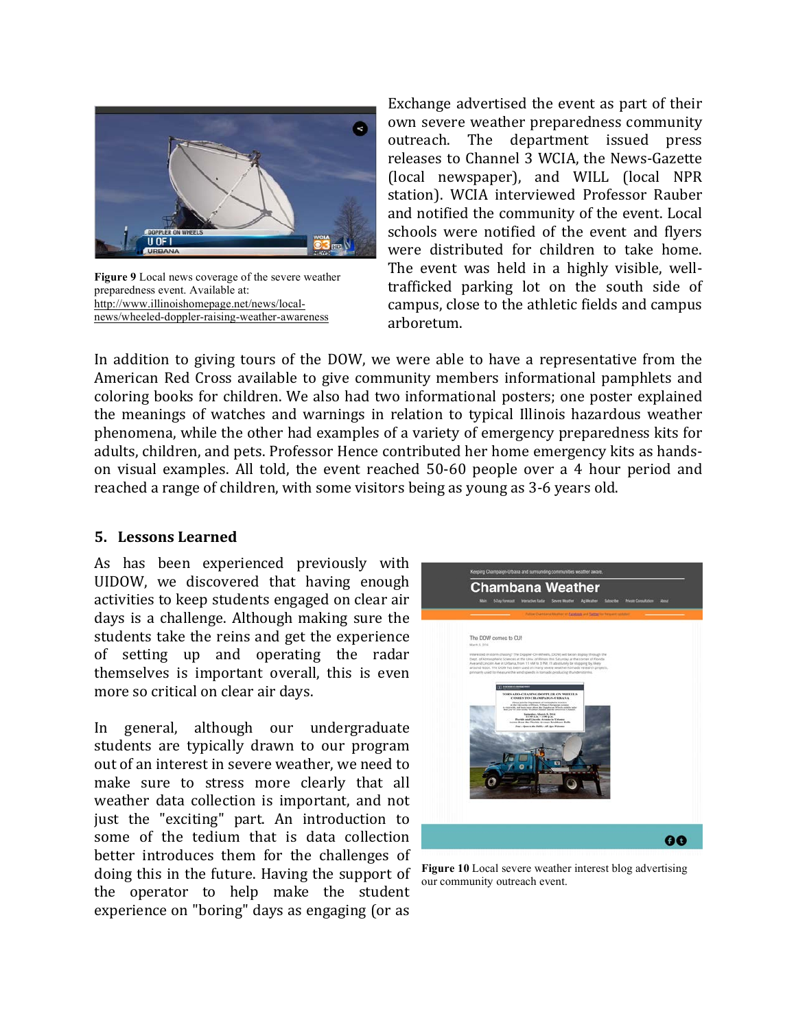Figure 9 Local news coverage of the severe weather preparedness event. Available at: http://www.illinoishomepage.net/news/local-news/wheeled-doppler-raising-weather-awareness

Exchange advertised the event as part of their own severe weather preparedness community outreach. The department issued press releases to Channel 3 WCIA, the News-Gazette (local newspaper), and WILL (local NPR station). WCIA interviewed Professor Rauber and notified the community of the event. Local schools were notified of the event and flyers were distributed for children to take home. The event was held in a highly visible, well-trafficked parking lot on the south side of campus, close to the athletic fields and campus arboretum.

In addition to giving tours of the DOW, we were able to have a representative from the American Red Cross available to give community members informational pamphlets and coloring books for children. We also had two informational posters; one poster explained the meanings of watches and warnings in relation to typical Illinois hazardous weather phenomena, while the other had examples of a variety of emergency preparedness kits for adults, children, and pets. Professor Hence contributed her home emergency kits as hands-on visual examples. All told, the event reached 50-60 people over a 4 hour period and reached a range of children, with some visitors being as young as 3-6 years old.

## 5. Lessons Learned

As has been experienced previously with UIDOW, we discovered that having enough activities to keep students engaged on clear air days is a challenge. Although making sure the students take the reins and get the experience of setting up and operating the radar themselves is important overall, this is even more so critical on clear air days.

In general, although our undergraduate students are typically drawn to our program out of an interest in severe weather, we need to make sure to stress more clearly that all weather data collection is important, and not just the "exciting" part. An introduction to some of the tedium that is data collection better introduces them for the challenges of doing this in the future. Having the support of the operator to help make the student experience on "boring" days as engaging (or as

Figure 10 Local severe weather interest blog advertising our community outreach event.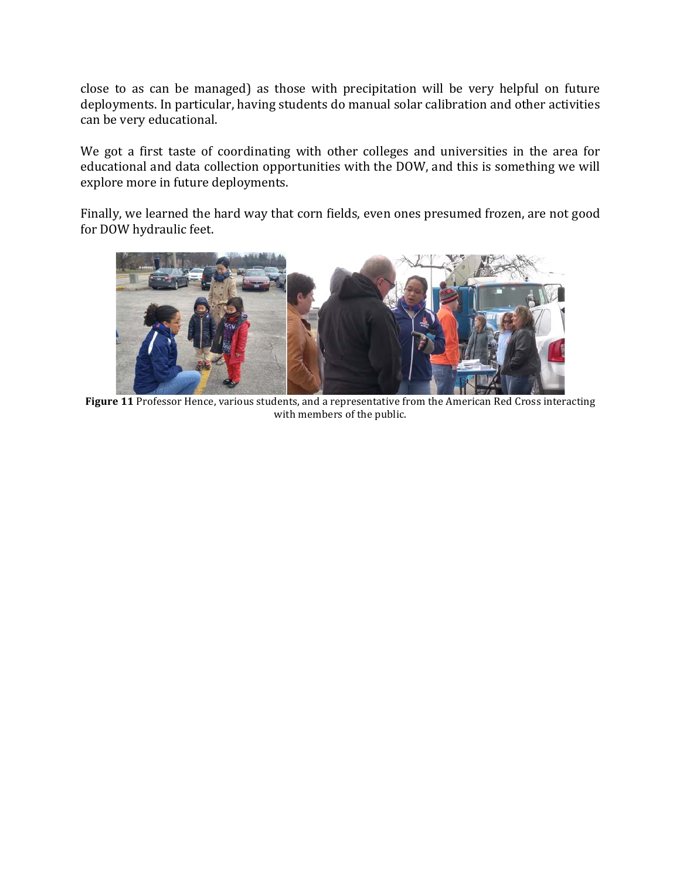close to as can be managed) as those with precipitation will be very helpful on future deployments. In particular, having students do manual solar calibration and other activities can be very educational.

We got a first taste of coordinating with other colleges and universities in the area for educational and data collection opportunities with the DOW, and this is something we will explore more in future deployments.

Finally, we learned the hard way that corn fields, even ones presumed frozen, are not good for DOW hydraulic feet.

**Figure 11** Professor Hence, various students, and a representative from the American Red Cross interacting with members of the public.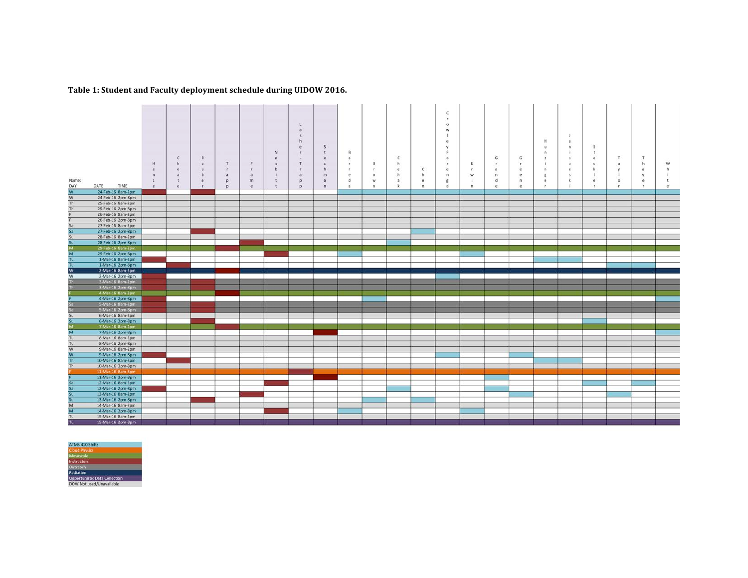**Table 1: Student and Faculty deployment schedule during UIDOW 2016.**

| DAY | DATE | TIME | Hence | Choate | Rauber | Trapp | Frame | Nesbitt | Lasher-Trapp | Stechman | Barreda | Brown | Chehak | Chen | Crowley Farenga | Erwin | Grande | Greene | Hunzinger | Janiszeski | Steckler | Taylor | Thayer | White |
|---|---|---|---|---|---|---|---|---|---|---|---|---|---|---|---|---|---|---|---|---|---|---|---|---|
| W | 24-Feb-16 | 8am-2pm | | | | | | | | | | | | | | | | | | | | | | |
| W | 24-Feb-16 | 2pm-8pm | | | | | | | | | | | | | | | | | | | | | | |
| Th | 25-Feb-16 | 8am-2pm | | | | | | | | | | | | | | | | | | | | | | |
| Th | 25-Feb-16 | 2pm-8pm | | | | | | | | | | | | | | | | | | | | | | |
| F | 26-Feb-16 | 8am-2pm | | | | | | | | | | | | | | | | | | | | | | |
| F | 26-Feb-16 | 2pm-8pm | | | | | | | | | | | | | | | | | | | | | | |
| Sa | 27-Feb-16 | 8am-2pm | | | | | | | | | | | | | | | | | | | | | | |
| Sa | 27-Feb-16 | 2pm-8pm | | | | | | | | | | | | | | | | | | | | | | |
| Su | 28-Feb-16 | 8am-2pm | | | | | | | | | | | | | | | | | | | | | | |
| Su | 28-Feb-16 | 2pm-8pm | | | | | | | | | | | | | | | | | | | | | | |
| M | 29-Feb-16 | 8am-2pm | | | | | | | | | | | | | | | | | | | | | | |
| M | 29-Feb-16 | 2pm-8pm | | | | | | | | | | | | | | | | | | | | | | |
| Tu | 1-Mar-16 | 8am-2pm | | | | | | | | | | | | | | | | | | | | | | |
| Tu | 1-Mar-16 | 2pm-8pm | | | | | | | | | | | | | | | | | | | | | | |
| W | 2-Mar-16 | 8am-2pm | | | | | | | | | | | | | | | | | | | | | | |
| W | 2-Mar-16 | 2pm-8pm | | | | | | | | | | | | | | | | | | | | | | |
| Th | 3-Mar-16 | 8am-2pm | | | | | | | | | | | | | | | | | | | | | | |
| Th | 3-Mar-16 | 2pm-8pm | | | | | | | | | | | | | | | | | | | | | | |
| F | 4-Mar-16 | 8am-2pm | | | | | | | | | | | | | | | | | | | | | | |
| F | 4-Mar-16 | 2pm-8pm | | | | | | | | | | | | | | | | | | | | | | |
| Sa | 5-Mar-16 | 8am-2pm | | | | | | | | | | | | | | | | | | | | | | |
| Sa | 5-Mar-16 | 2pm-8pm | | | | | | | | | | | | | | | | | | | | | | |
| Su | 6-Mar-16 | 8am-2pm | | | | | | | | | | | | | | | | | | | | | | |
| Su | 6-Mar-16 | 2pm-8pm | | | | | | | | | | | | | | | | | | | | | | |
| M | 7-Mar-16 | 8am-2pm | | | | | | | | | | | | | | | | | | | | | | |
| M | 7-Mar-16 | 2pm-8pm | | | | | | | | | | | | | | | | | | | | | | |
| Tu | 8-Mar-16 | 8am-2pm | | | | | | | | | | | | | | | | | | | | | | |
| Tu | 8-Mar-16 | 2pm-8pm | | | | | | | | | | | | | | | | | | | | | | |
| W | 9-Mar-16 | 8am-2pm | | | | | | | | | | | | | | | | | | | | | | |
| W | 9-Mar-16 | 2pm-8pm | | | | | | | | | | | | | | | | | | | | | | |
| Th | 10-Mar-16 | 8am-2pm | | | | | | | | | | | | | | | | | | | | | | |
| Th | 10-Mar-16 | 2pm-8pm | | | | | | | | | | | | | | | | | | | | | | |
| F | 11-Mar-16 | 8am-3pm | | | | | | | | | | | | | | | | | | | | | | |
| F | 11-Mar-16 | 3pm-8pm | | | | | | | | | | | | | | | | | | | | | | |
| Sa | 12-Mar-16 | 8am-2pm | | | | | | | | | | | | | | | | | | | | | | |
| Sa | 12-Mar-16 | 2pm-8pm | | | | | | | | | | | | | | | | | | | | | | |
| Su | 13-Mar-16 | 8am-2pm | | | | | | | | | | | | | | | | | | | | | | |
| Su | 13-Mar-16 | 2pm-8pm | | | | | | | | | | | | | | | | | | | | | | |
| M | 14-Mar-16 | 8am-2pm | | | | | | | | | | | | | | | | | | | | | | |
| M | 14-Mar-16 | 2pm-8pm | | | | | | | | | | | | | | | | | | | | | | |
| Tu | 15-Mar-16 | 8am-2pm | | | | | | | | | | | | | | | | | | | | | | |
| Tu | 15-Mar-16 | 2pm-8pm | | | | | | | | | | | | | | | | | | | | | | |

- ATMS 410 Shifts
- Cloud Physics
- Mesoscale
- Instructors
- Outreach
- Radiation
- Opportunistic Data Collection
- DOW Not used/Unavailable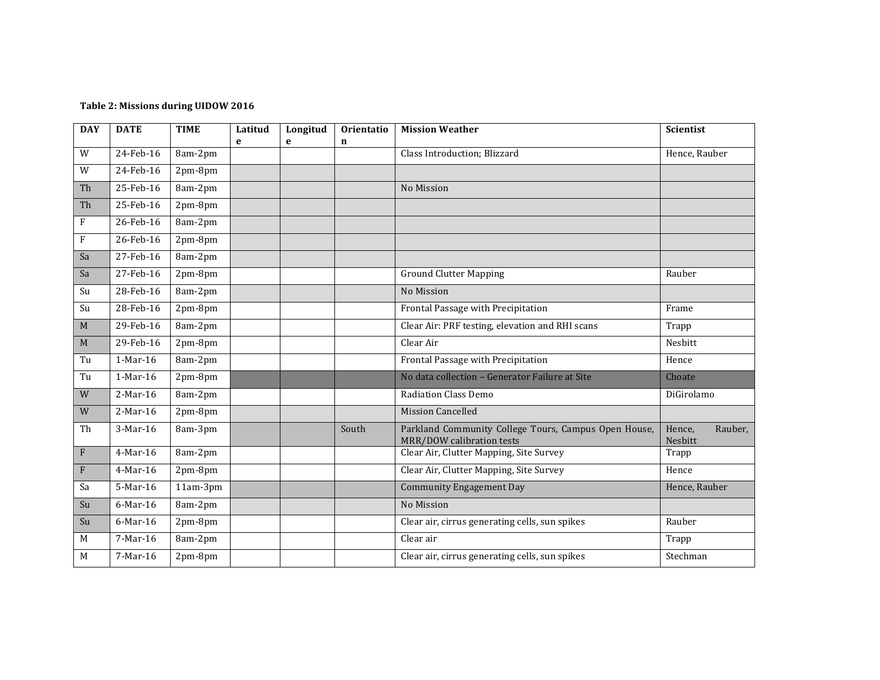**Table 2: Missions during UIDOW 2016**

| DAY | DATE | TIME | Latitude | Longitude | Orientation | Mission Weather | Scientist |
|---|---|---|---|---|---|---|---|
| W | 24-Feb-16 | 8am-2pm | | | | Class Introduction; Blizzard | Hence, Rauber |
| W | 24-Feb-16 | 2pm-8pm | | | | | |
| Th | 25-Feb-16 | 8am-2pm | | | | No Mission | |
| Th | 25-Feb-16 | 2pm-8pm | | | | | |
| F | 26-Feb-16 | 8am-2pm | | | | | |
| F | 26-Feb-16 | 2pm-8pm | | | | | |
| Sa | 27-Feb-16 | 8am-2pm | | | | | |
| Sa | 27-Feb-16 | 2pm-8pm | | | | Ground Clutter Mapping | Rauber |
| Su | 28-Feb-16 | 8am-2pm | | | | No Mission | |
| Su | 28-Feb-16 | 2pm-8pm | | | | Frontal Passage with Precipitation | Frame |
| M | 29-Feb-16 | 8am-2pm | | | | Clear Air: PRF testing, elevation and RHI scans | Trapp |
| M | 29-Feb-16 | 2pm-8pm | | | | Clear Air | Nesbitt |
| Tu | 1-Mar-16 | 8am-2pm | | | | Frontal Passage with Precipitation | Hence |
| Tu | 1-Mar-16 | 2pm-8pm | | | | No data collection – Generator Failure at Site | Choate |
| W | 2-Mar-16 | 8am-2pm | | | | Radiation Class Demo | DiGirolamo |
| W | 2-Mar-16 | 2pm-8pm | | | | Mission Cancelled | |
| Th | 3-Mar-16 | 8am-3pm | | | South | Parkland Community College Tours, Campus Open House, MRR/DOW calibration tests | Hence, Rauber, Nesbitt |
| F | 4-Mar-16 | 8am-2pm | | | | Clear Air, Clutter Mapping, Site Survey | Trapp |
| F | 4-Mar-16 | 2pm-8pm | | | | Clear Air, Clutter Mapping, Site Survey | Hence |
| Sa | 5-Mar-16 | 11am-3pm | | | | Community Engagement Day | Hence, Rauber |
| Su | 6-Mar-16 | 8am-2pm | | | | No Mission | |
| Su | 6-Mar-16 | 2pm-8pm | | | | Clear air, cirrus generating cells, sun spikes | Rauber |
| M | 7-Mar-16 | 8am-2pm | | | | Clear air | Trapp |
| M | 7-Mar-16 | 2pm-8pm | | | | Clear air, cirrus generating cells, sun spikes | Stechman |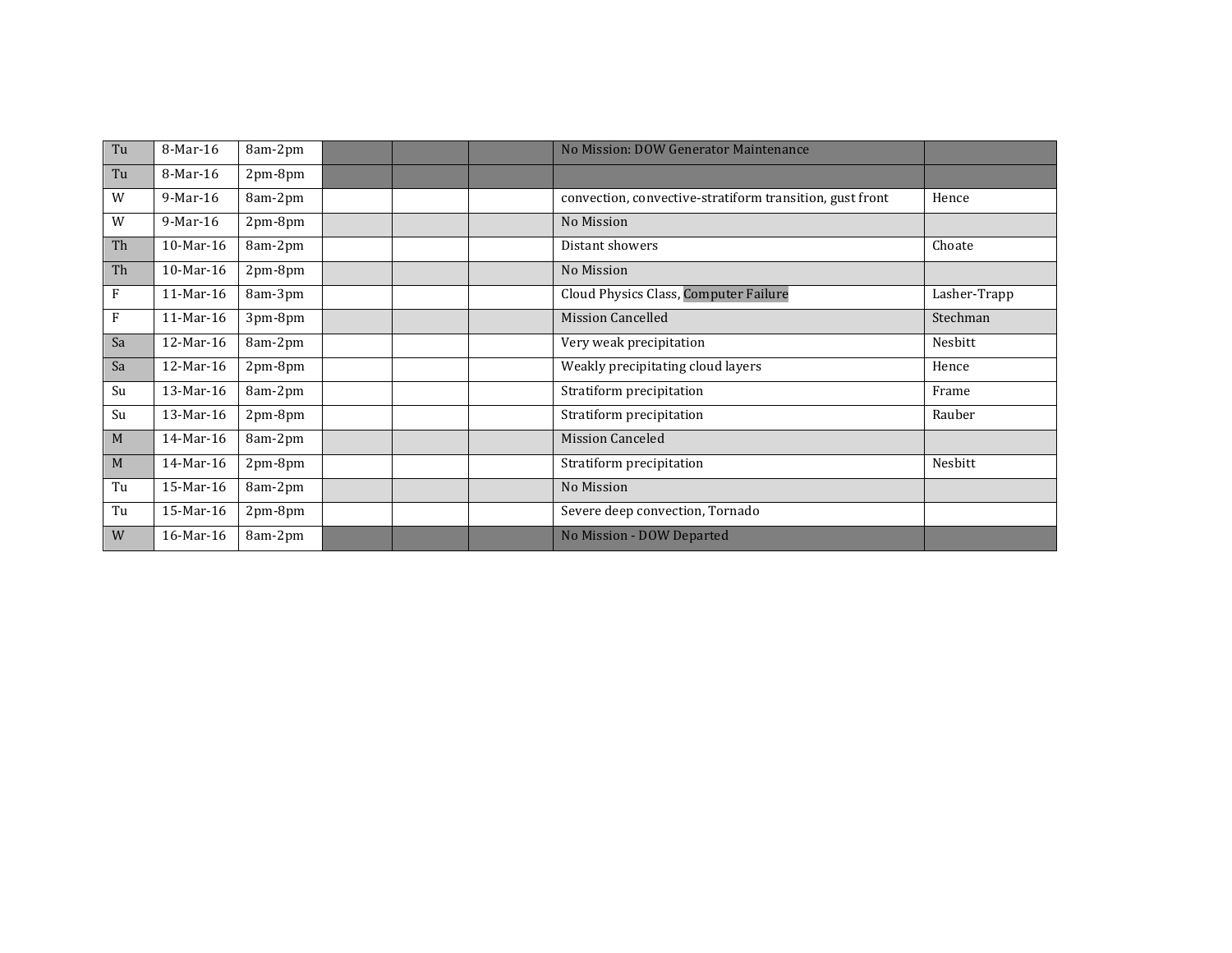| | | | | | | | |
|---|---|---|---|---|---|---|---|
| Tu | 8-Mar-16 | 8am-2pm | | | | No Mission: DOW Generator Maintenance | |
| Tu | 8-Mar-16 | 2pm-8pm | | | | | |
| W | 9-Mar-16 | 8am-2pm | | | | convection, convective-stratiform transition, gust front | Hence |
| W | 9-Mar-16 | 2pm-8pm | | | | No Mission | |
| Th | 10-Mar-16 | 8am-2pm | | | | Distant showers | Choate |
| Th | 10-Mar-16 | 2pm-8pm | | | | No Mission | |
| F | 11-Mar-16 | 8am-3pm | | | | Cloud Physics Class, Computer Failure | Lasher-Trapp |
| F | 11-Mar-16 | 3pm-8pm | | | | Mission Cancelled | Stechman |
| Sa | 12-Mar-16 | 8am-2pm | | | | Very weak precipitation | Nesbitt |
| Sa | 12-Mar-16 | 2pm-8pm | | | | Weakly precipitating cloud layers | Hence |
| Su | 13-Mar-16 | 8am-2pm | | | | Stratiform precipitation | Frame |
| Su | 13-Mar-16 | 2pm-8pm | | | | Stratiform precipitation | Rauber |
| M | 14-Mar-16 | 8am-2pm | | | | Mission Canceled | |
| M | 14-Mar-16 | 2pm-8pm | | | | Stratiform precipitation | Nesbitt |
| Tu | 15-Mar-16 | 8am-2pm | | | | No Mission | |
| Tu | 15-Mar-16 | 2pm-8pm | | | | Severe deep convection, Tornado | |
| W | 16-Mar-16 | 8am-2pm | | | | No Mission - DOW Departed | |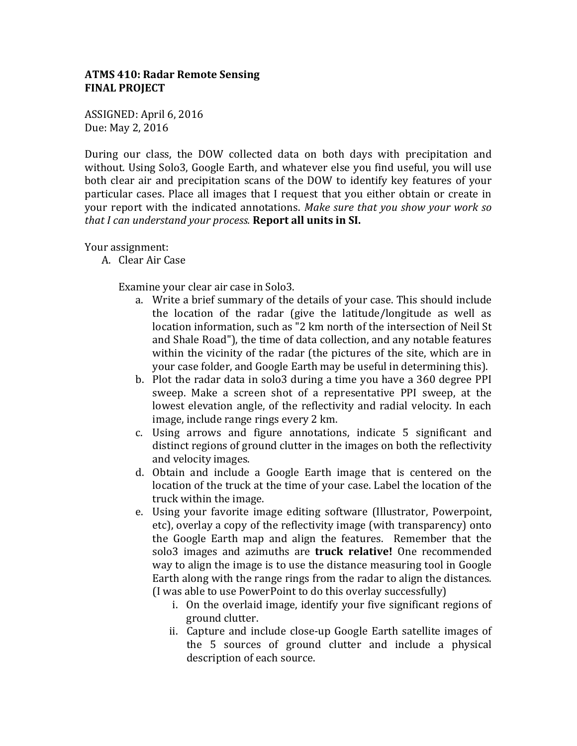**ATMS 410: Radar Remote Sensing**
**FINAL PROJECT**

ASSIGNED: April 6, 2016
Due: May 2, 2016

During our class, the DOW collected data on both days with precipitation and without. Using Solo3, Google Earth, and whatever else you find useful, you will use both clear air and precipitation scans of the DOW to identify key features of your particular cases. Place all images that I request that you either obtain or create in your report with the indicated annotations. *Make sure that you show your work so that I can understand your process.* **Report all units in SI.**

Your assignment:

A. Clear Air Case

   Examine your clear air case in Solo3.

   a. Write a brief summary of the details of your case. This should include the location of the radar (give the latitude/longitude as well as location information, such as "2 km north of the intersection of Neil St and Shale Road"), the time of data collection, and any notable features within the vicinity of the radar (the pictures of the site, which are in your case folder, and Google Earth may be useful in determining this).
   b. Plot the radar data in solo3 during a time you have a 360 degree PPI sweep. Make a screen shot of a representative PPI sweep, at the lowest elevation angle, of the reflectivity and radial velocity. In each image, include range rings every 2 km.
   c. Using arrows and figure annotations, indicate 5 significant and distinct regions of ground clutter in the images on both the reflectivity and velocity images.
   d. Obtain and include a Google Earth image that is centered on the location of the truck at the time of your case. Label the location of the truck within the image.
   e. Using your favorite image editing software (Illustrator, Powerpoint, etc), overlay a copy of the reflectivity image (with transparency) onto the Google Earth map and align the features. Remember that the solo3 images and azimuths are **truck relative!** One recommended way to align the image is to use the distance measuring tool in Google Earth along with the range rings from the radar to align the distances. (I was able to use PowerPoint to do this overlay successfully)
      i. On the overlaid image, identify your five significant regions of ground clutter.
      ii. Capture and include close-up Google Earth satellite images of the 5 sources of ground clutter and include a physical description of each source.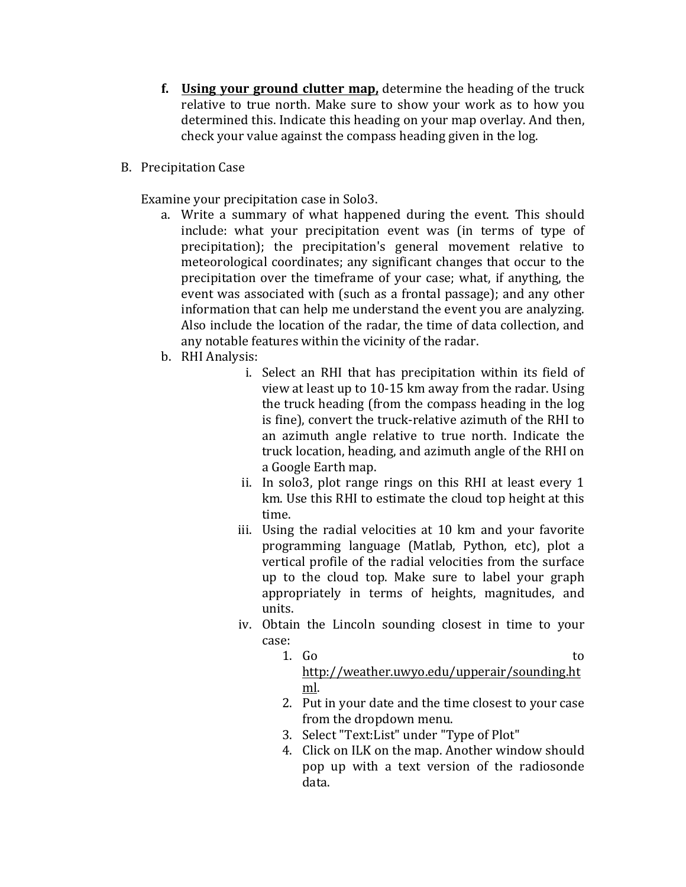f. **<u>Using your ground clutter map,</u>** determine the heading of the truck relative to true north. Make sure to show your work as to how you determined this. Indicate this heading on your map overlay. And then, check your value against the compass heading given in the log.

B. Precipitation Case

Examine your precipitation case in Solo3.

a. Write a summary of what happened during the event. This should include: what your precipitation event was (in terms of type of precipitation); the precipitation's general movement relative to meteorological coordinates; any significant changes that occur to the precipitation over the timeframe of your case; what, if anything, the event was associated with (such as a frontal passage); and any other information that can help me understand the event you are analyzing. Also include the location of the radar, the time of data collection, and any notable features within the vicinity of the radar.

b. RHI Analysis:

   i. Select an RHI that has precipitation within its field of view at least up to 10-15 km away from the radar. Using the truck heading (from the compass heading in the log is fine), convert the truck-relative azimuth of the RHI to an azimuth angle relative to true north. Indicate the truck location, heading, and azimuth angle of the RHI on a Google Earth map.

   ii. In solo3, plot range rings on this RHI at least every 1 km. Use this RHI to estimate the cloud top height at this time.

   iii. Using the radial velocities at 10 km and your favorite programming language (Matlab, Python, etc), plot a vertical profile of the radial velocities from the surface up to the cloud top. Make sure to label your graph appropriately in terms of heights, magnitudes, and units.

   iv. Obtain the Lincoln sounding closest in time to your case:

      1. Go to http://weather.uwyo.edu/upperair/sounding.html.
      2. Put in your date and the time closest to your case from the dropdown menu.
      3. Select "Text:List" under "Type of Plot"
      4. Click on ILK on the map. Another window should pop up with a text version of the radiosonde data.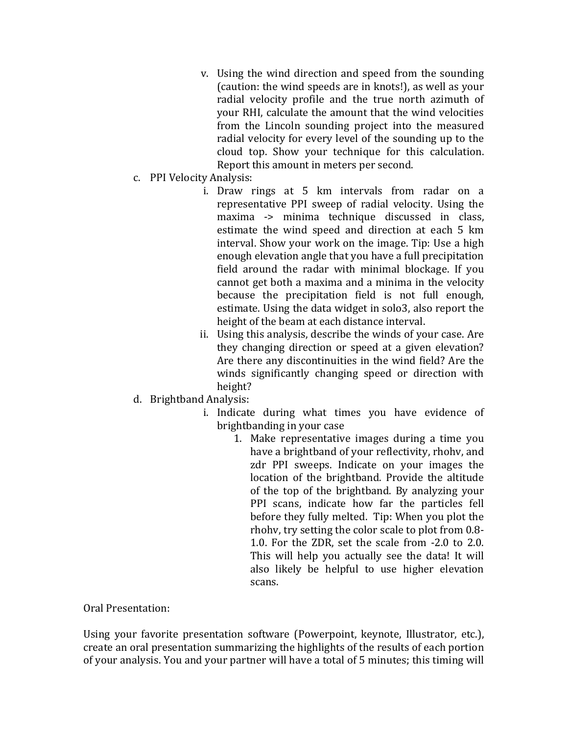v. Using the wind direction and speed from the sounding (caution: the wind speeds are in knots!), as well as your radial velocity profile and the true north azimuth of your RHI, calculate the amount that the wind velocities from the Lincoln sounding project into the measured radial velocity for every level of the sounding up to the cloud top. Show your technique for this calculation. Report this amount in meters per second.

c. PPI Velocity Analysis:

   i. Draw rings at 5 km intervals from radar on a representative PPI sweep of radial velocity. Using the maxima -> minima technique discussed in class, estimate the wind speed and direction at each 5 km interval. Show your work on the image. Tip: Use a high enough elevation angle that you have a full precipitation field around the radar with minimal blockage. If you cannot get both a maxima and a minima in the velocity because the precipitation field is not full enough, estimate. Using the data widget in solo3, also report the height of the beam at each distance interval.

   ii. Using this analysis, describe the winds of your case. Are they changing direction or speed at a given elevation? Are there any discontinuities in the wind field? Are the winds significantly changing speed or direction with height?

d. Brightband Analysis:

   i. Indicate during what times you have evidence of brightbanding in your case

      1. Make representative images during a time you have a brightband of your reflectivity, rhohv, and zdr PPI sweeps. Indicate on your images the location of the brightband. Provide the altitude of the top of the brightband. By analyzing your PPI scans, indicate how far the particles fell before they fully melted. Tip: When you plot the rhohv, try setting the color scale to plot from 0.8-1.0. For the ZDR, set the scale from -2.0 to 2.0. This will help you actually see the data! It will also likely be helpful to use higher elevation scans.

Oral Presentation:

Using your favorite presentation software (Powerpoint, keynote, Illustrator, etc.), create an oral presentation summarizing the highlights of the results of each portion of your analysis. You and your partner will have a total of 5 minutes; this timing will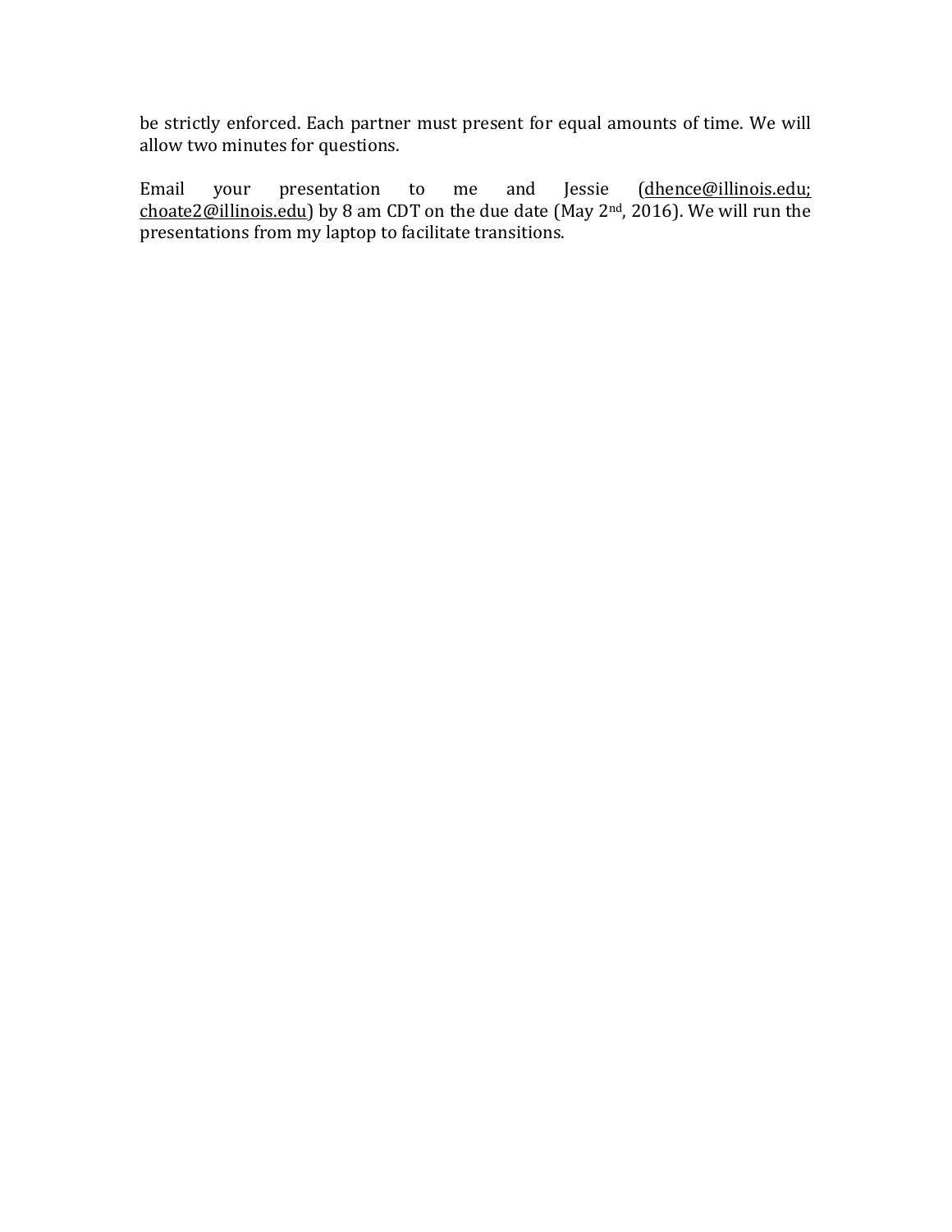be strictly enforced. Each partner must present for equal amounts of time. We will allow two minutes for questions.

Email your presentation to me and Jessie (dhence@illinois.edu; choate2@illinois.edu) by 8 am CDT on the due date (May 2nd, 2016). We will run the presentations from my laptop to facilitate transitions.